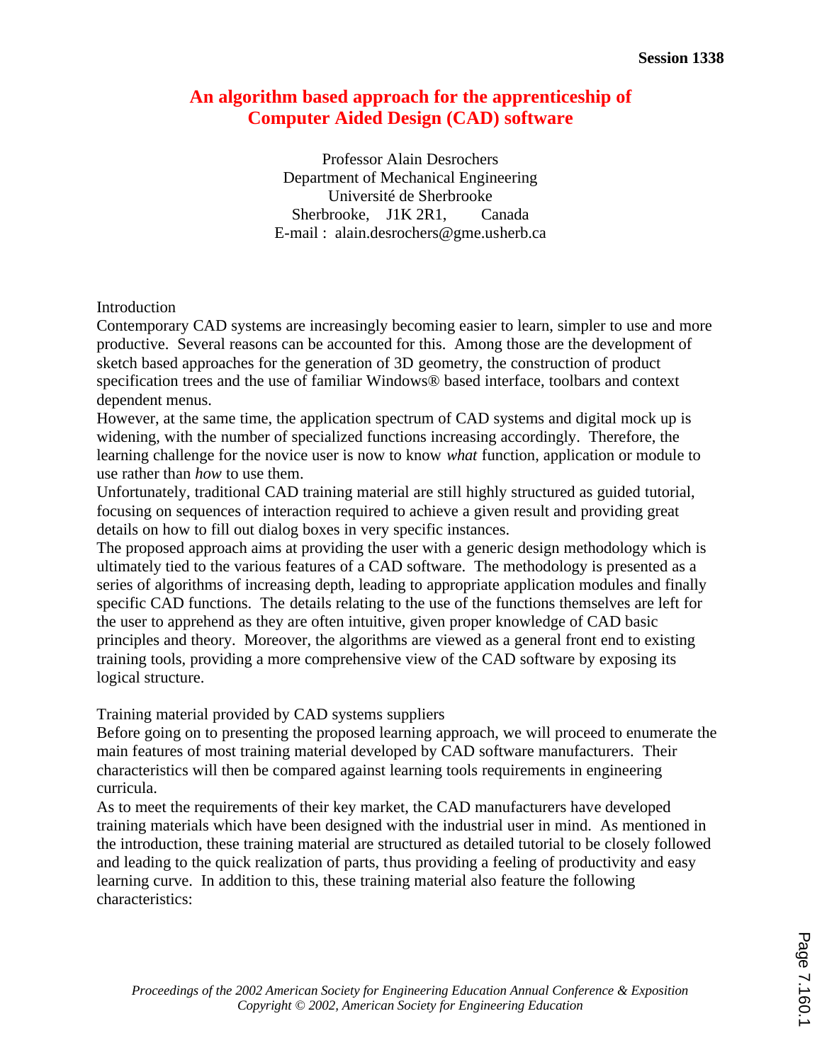Session 1338

# An algorithm based approach for the apprenticeship of Computer Aided Design (CAD) software

Professor Alain Desrochers
Department of Mechanical Engineering
Université de Sherbrooke
Sherbrooke, J1K 2R1, Canada
E-mail : alain.desrochers@gme.usherb.ca

## Introduction

Contemporary CAD systems are increasingly becoming easier to learn, simpler to use and more productive. Several reasons can be accounted for this. Among those are the development of sketch based approaches for the generation of 3D geometry, the construction of product specification trees and the use of familiar Windows® based interface, toolbars and context dependent menus.

However, at the same time, the application spectrum of CAD systems and digital mock up is widening, with the number of specialized functions increasing accordingly. Therefore, the learning challenge for the novice user is now to know *what* function, application or module to use rather than *how* to use them.

Unfortunately, traditional CAD training material are still highly structured as guided tutorial, focusing on sequences of interaction required to achieve a given result and providing great details on how to fill out dialog boxes in very specific instances.

The proposed approach aims at providing the user with a generic design methodology which is ultimately tied to the various features of a CAD software. The methodology is presented as a series of algorithms of increasing depth, leading to appropriate application modules and finally specific CAD functions. The details relating to the use of the functions themselves are left for the user to apprehend as they are often intuitive, given proper knowledge of CAD basic principles and theory. Moreover, the algorithms are viewed as a general front end to existing training tools, providing a more comprehensive view of the CAD software by exposing its logical structure.

## Training material provided by CAD systems suppliers

Before going on to presenting the proposed learning approach, we will proceed to enumerate the main features of most training material developed by CAD software manufacturers. Their characteristics will then be compared against learning tools requirements in engineering curricula.

As to meet the requirements of their key market, the CAD manufacturers have developed training materials which have been designed with the industrial user in mind. As mentioned in the introduction, these training material are structured as detailed tutorial to be closely followed and leading to the quick realization of parts, thus providing a feeling of productivity and easy learning curve. In addition to this, these training material also feature the following characteristics: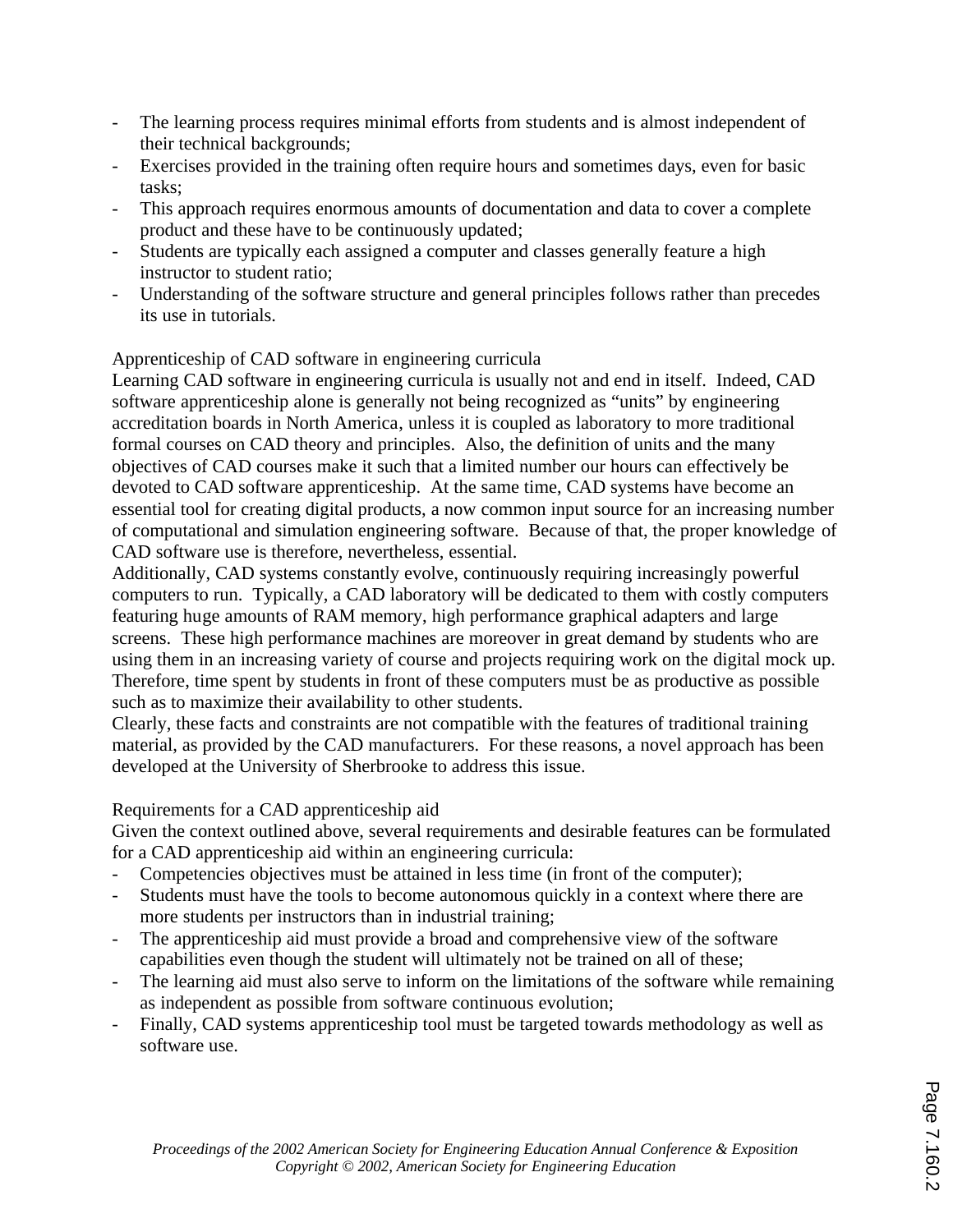- The learning process requires minimal efforts from students and is almost independent of their technical backgrounds;
- Exercises provided in the training often require hours and sometimes days, even for basic tasks;
- This approach requires enormous amounts of documentation and data to cover a complete product and these have to be continuously updated;
- Students are typically each assigned a computer and classes generally feature a high instructor to student ratio;
- Understanding of the software structure and general principles follows rather than precedes its use in tutorials.

## Apprenticeship of CAD software in engineering curricula

Learning CAD software in engineering curricula is usually not and end in itself. Indeed, CAD software apprenticeship alone is generally not being recognized as "units" by engineering accreditation boards in North America, unless it is coupled as laboratory to more traditional formal courses on CAD theory and principles. Also, the definition of units and the many objectives of CAD courses make it such that a limited number our hours can effectively be devoted to CAD software apprenticeship. At the same time, CAD systems have become an essential tool for creating digital products, a now common input source for an increasing number of computational and simulation engineering software. Because of that, the proper knowledge of CAD software use is therefore, nevertheless, essential.

Additionally, CAD systems constantly evolve, continuously requiring increasingly powerful computers to run. Typically, a CAD laboratory will be dedicated to them with costly computers featuring huge amounts of RAM memory, high performance graphical adapters and large screens. These high performance machines are moreover in great demand by students who are using them in an increasing variety of course and projects requiring work on the digital mock up. Therefore, time spent by students in front of these computers must be as productive as possible such as to maximize their availability to other students.

Clearly, these facts and constraints are not compatible with the features of traditional training material, as provided by the CAD manufacturers. For these reasons, a novel approach has been developed at the University of Sherbrooke to address this issue.

## Requirements for a CAD apprenticeship aid

Given the context outlined above, several requirements and desirable features can be formulated for a CAD apprenticeship aid within an engineering curricula:

- Competencies objectives must be attained in less time (in front of the computer);
- Students must have the tools to become autonomous quickly in a context where there are more students per instructors than in industrial training;
- The apprenticeship aid must provide a broad and comprehensive view of the software capabilities even though the student will ultimately not be trained on all of these;
- The learning aid must also serve to inform on the limitations of the software while remaining as independent as possible from software continuous evolution;
- Finally, CAD systems apprenticeship tool must be targeted towards methodology as well as software use.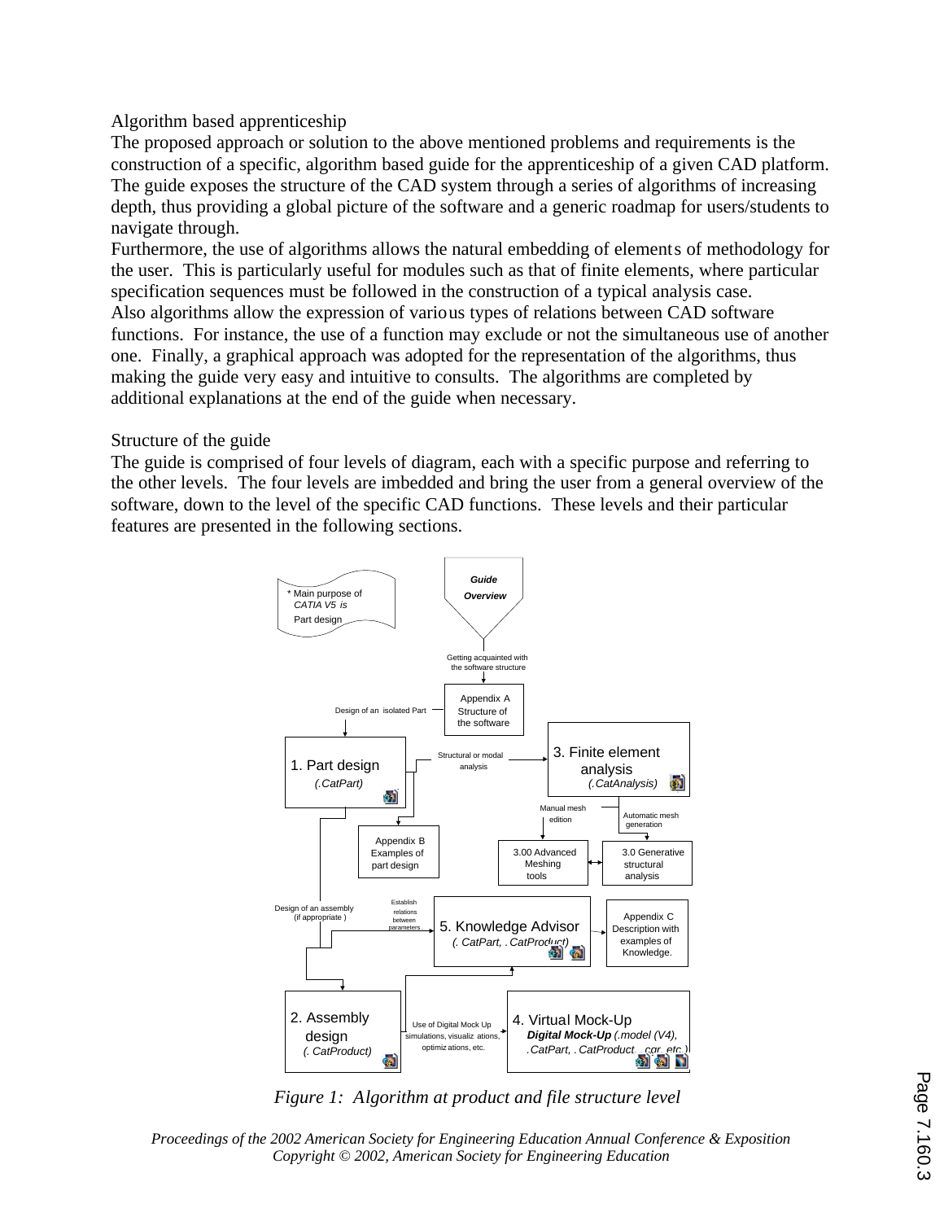Algorithm based apprenticeship

The proposed approach or solution to the above mentioned problems and requirements is the construction of a specific, algorithm based guide for the apprenticeship of a given CAD platform. The guide exposes the structure of the CAD system through a series of algorithms of increasing depth, thus providing a global picture of the software and a generic roadmap for users/students to navigate through.

Furthermore, the use of algorithms allows the natural embedding of elements of methodology for the user. This is particularly useful for modules such as that of finite elements, where particular specification sequences must be followed in the construction of a typical analysis case.

Also algorithms allow the expression of various types of relations between CAD software functions. For instance, the use of a function may exclude or not the simultaneous use of another one. Finally, a graphical approach was adopted for the representation of the algorithms, thus making the guide very easy and intuitive to consults. The algorithms are completed by additional explanations at the end of the guide when necessary.

Structure of the guide

The guide is comprised of four levels of diagram, each with a specific purpose and referring to the other levels. The four levels are imbedded and bring the user from a general overview of the software, down to the level of the specific CAD functions. These levels and their particular features are presented in the following sections.

*Figure 1: Algorithm at product and file structure level*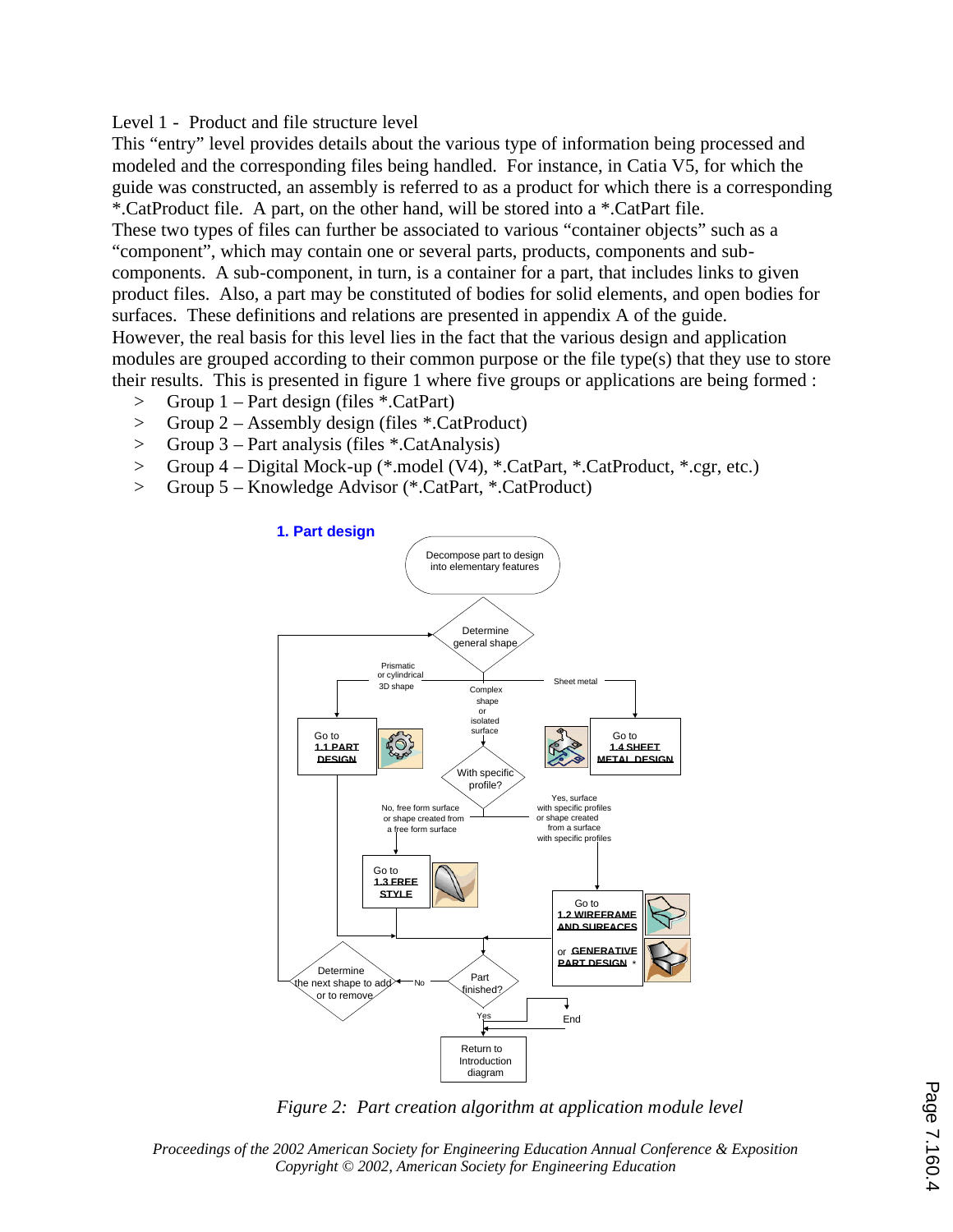Level 1 - Product and file structure level

This "entry" level provides details about the various type of information being processed and modeled and the corresponding files being handled. For instance, in Catia V5, for which the guide was constructed, an assembly is referred to as a product for which there is a corresponding *.CatProduct file. A part, on the other hand, will be stored into a *.CatPart file.
These two types of files can further be associated to various "container objects" such as a "component", which may contain one or several parts, products, components and sub-components. A sub-component, in turn, is a container for a part, that includes links to given product files. Also, a part may be constituted of bodies for solid elements, and open bodies for surfaces. These definitions and relations are presented in appendix A of the guide.
However, the real basis for this level lies in the fact that the various design and application modules are grouped according to their common purpose or the file type(s) that they use to store their results. This is presented in figure 1 where five groups or applications are being formed :

- > Group 1 – Part design (files *.CatPart)
- > Group 2 – Assembly design (files *.CatProduct)
- > Group 3 – Part analysis (files *.CatAnalysis)
- > Group 4 – Digital Mock-up (*.model (V4), *.CatPart, *.CatProduct, *.cgr, etc.)
- > Group 5 – Knowledge Advisor (*.CatPart, *.CatProduct)

**1. Part design**

Decompose part to design into elementary features

Determine general shape

Prismatic or cylindrical 3D shape — Go to 1.1 PART DESIGN

Sheet metal — Go to 1.4 SHEET METAL DESIGN

Complex shape or isolated surface — With specific profile?

No, free form surface or shape created from a free form surface — Go to 1.3 FREE STYLE

Yes, surface with specific profiles or shape created from a surface with specific profiles — Go to 1.2 WIREFRAME AND SURFACES or GENERATIVE PART DESIGN *

Part finished? — No — Determine the next shape to add or to remove

Yes — Return to Introduction diagram

End

*Figure 2: Part creation algorithm at application module level*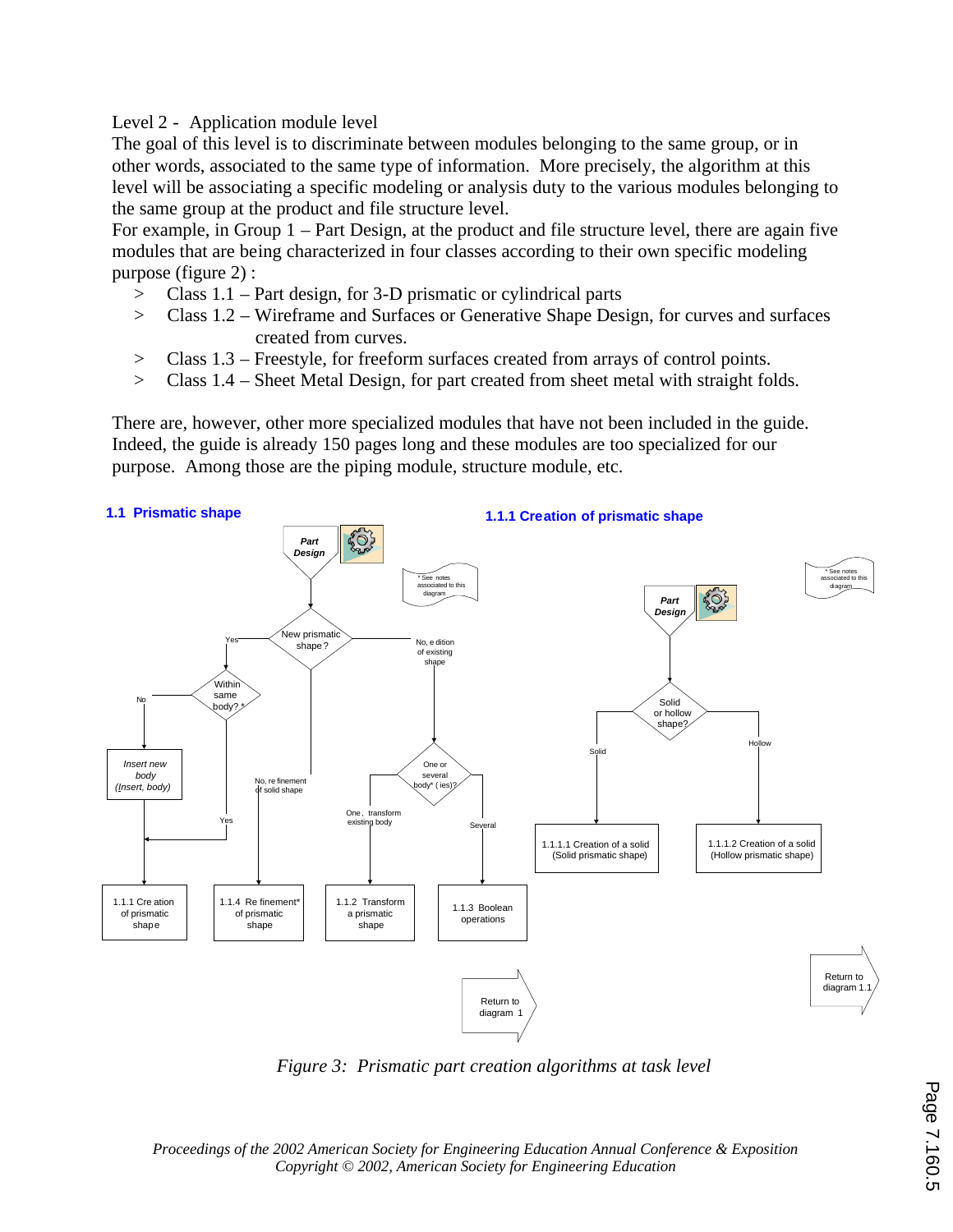Level 2 - Application module level

The goal of this level is to discriminate between modules belonging to the same group, or in other words, associated to the same type of information. More precisely, the algorithm at this level will be associating a specific modeling or analysis duty to the various modules belonging to the same group at the product and file structure level.

For example, in Group 1 – Part Design, at the product and file structure level, there are again five modules that are being characterized in four classes according to their own specific modeling purpose (figure 2) :

> Class 1.1 – Part design, for 3-D prismatic or cylindrical parts
> Class 1.2 – Wireframe and Surfaces or Generative Shape Design, for curves and surfaces created from curves.
> Class 1.3 – Freestyle, for freeform surfaces created from arrays of control points.
> Class 1.4 – Sheet Metal Design, for part created from sheet metal with straight folds.

There are, however, other more specialized modules that have not been included in the guide. Indeed, the guide is already 150 pages long and these modules are too specialized for our purpose. Among those are the piping module, structure module, etc.

**1.1 Prismatic shape**

Part Design

* See notes associated to this diagram

New prismatic shape?
- Yes → Within same body? *
  - No → Insert new body (Insert, body) → 1.1.1 Creation of prismatic shape
  - Yes → 1.1.1 Creation of prismatic shape
- No, refinement of solid shape → 1.1.4 Refinement* of prismatic shape
- No, edition of existing shape → One or several body* (ies)?
  - One, transform existing body → 1.1.2 Transform a prismatic shape
  - Several → 1.1.3 Boolean operations

Return to diagram 1

**1.1.1 Creation of prismatic shape**

Part Design

* See notes associated to this diagram

Solid or hollow shape?
- Solid → 1.1.1.1 Creation of a solid (Solid prismatic shape)
- Hollow → 1.1.1.2 Creation of a solid (Hollow prismatic shape)

Return to diagram 1.1

*Figure 3: Prismatic part creation algorithms at task level*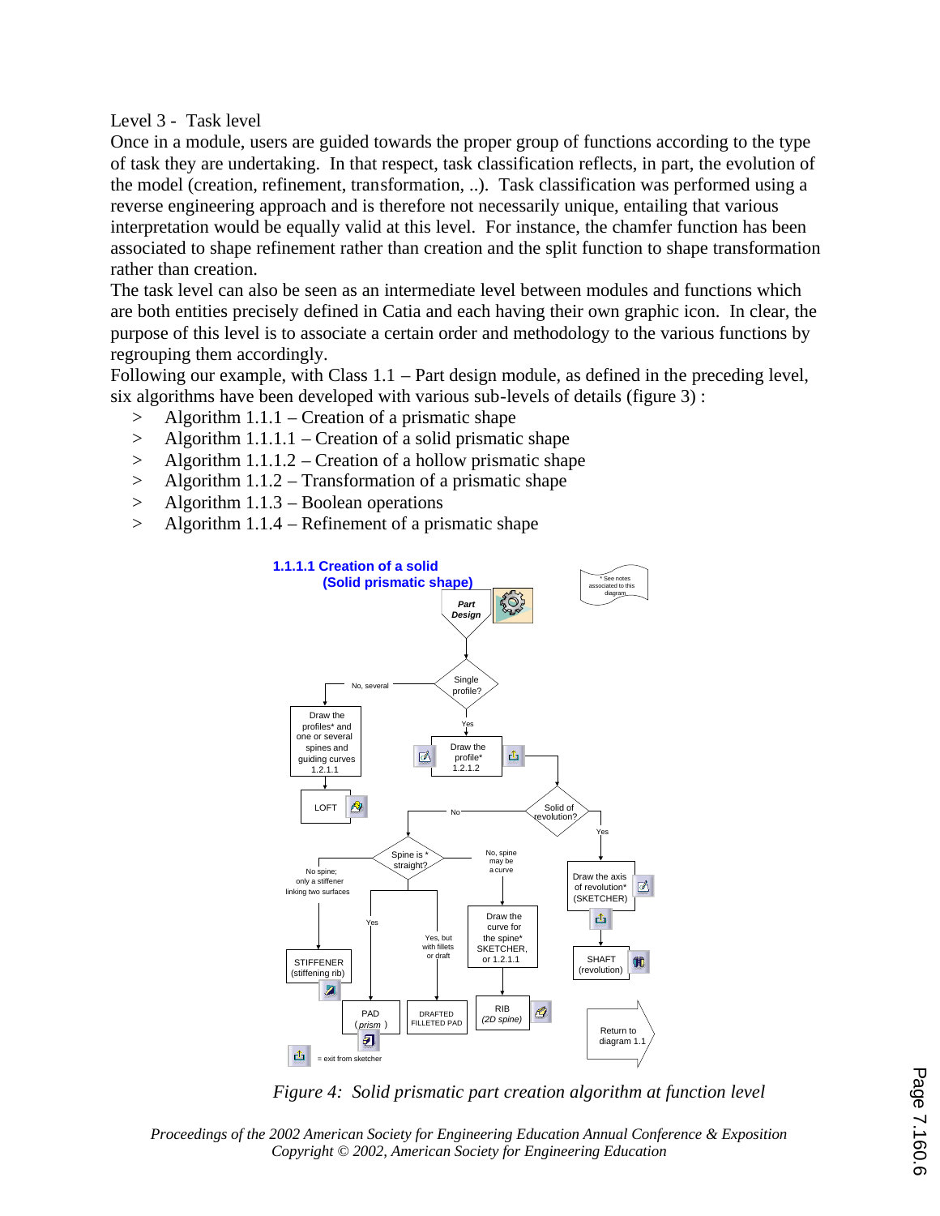Level 3 - Task level

Once in a module, users are guided towards the proper group of functions according to the type of task they are undertaking. In that respect, task classification reflects, in part, the evolution of the model (creation, refinement, transformation, ..). Task classification was performed using a reverse engineering approach and is therefore not necessarily unique, entailing that various interpretation would be equally valid at this level. For instance, the chamfer function has been associated to shape refinement rather than creation and the split function to shape transformation rather than creation.

The task level can also be seen as an intermediate level between modules and functions which are both entities precisely defined in Catia and each having their own graphic icon. In clear, the purpose of this level is to associate a certain order and methodology to the various functions by regrouping them accordingly.

Following our example, with Class 1.1 – Part design module, as defined in the preceding level, six algorithms have been developed with various sub-levels of details (figure 3) :

> Algorithm 1.1.1 – Creation of a prismatic shape
> Algorithm 1.1.1.1 – Creation of a solid prismatic shape
> Algorithm 1.1.1.2 – Creation of a hollow prismatic shape
> Algorithm 1.1.2 – Transformation of a prismatic shape
> Algorithm 1.1.3 – Boolean operations
> Algorithm 1.1.4 – Refinement of a prismatic shape

*Figure 4: Solid prismatic part creation algorithm at function level*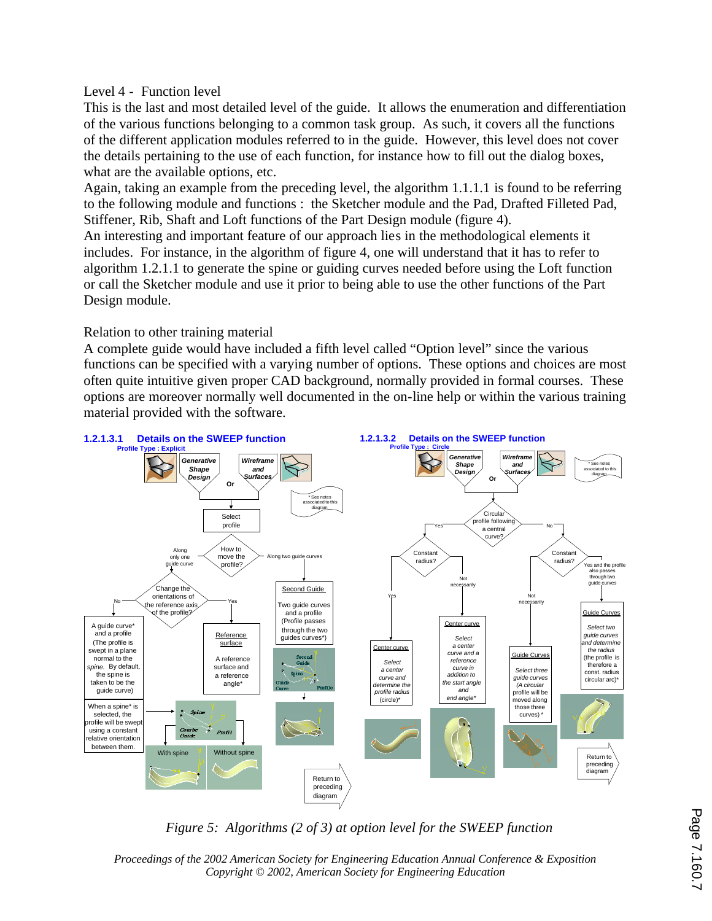Level 4 - Function level

This is the last and most detailed level of the guide. It allows the enumeration and differentiation of the various functions belonging to a common task group. As such, it covers all the functions of the different application modules referred to in the guide. However, this level does not cover the details pertaining to the use of each function, for instance how to fill out the dialog boxes, what are the available options, etc.

Again, taking an example from the preceding level, the algorithm 1.1.1.1 is found to be referring to the following module and functions : the Sketcher module and the Pad, Drafted Filleted Pad, Stiffener, Rib, Shaft and Loft functions of the Part Design module (figure 4).

An interesting and important feature of our approach lies in the methodological elements it includes. For instance, in the algorithm of figure 4, one will understand that it has to refer to algorithm 1.2.1.1 to generate the spine or guiding curves needed before using the Loft function or call the Sketcher module and use it prior to being able to use the other functions of the Part Design module.

Relation to other training material

A complete guide would have included a fifth level called "Option level" since the various functions can be specified with a varying number of options. These options and choices are most often quite intuitive given proper CAD background, normally provided in formal courses. These options are moreover normally well documented in the on-line help or within the various training material provided with the software.

**1.2.1.3.1 Details on the SWEEP function**
Profile Type : Explicit

Generative Shape Design Or Wireframe and Surfaces

* See notes associated to this diagram

Select profile

How to move the profile?
- Along only one guide curve → Change the orientations of the reference axis of the profile?
  - No → A guide curve* and a profile (The profile is swept in a plane normal to the spine. By default, the spine is taken to be the guide curve) → When a spine* is selected, the profile will be swept using a constant relative orientation between them. → With spine / Without spine
  - Yes → Reference surface: A reference surface and a reference angle*
- Along two guide curves → Second Guide: Two guide curves and a profile (Profile passes through the two guides curves*)

Return to preceding diagram

**1.2.1.3.2 Details on the SWEEP function**
Profile Type : Circle

Generative Shape Design Or Wireframe and Surfaces

* See notes associated to this diagram

Circular profile following a central curve?
- Yes → Constant radius?
  - Yes → Center curve: Select a center curve and determine the profile radius (circle)*
  - Not necessarily → Center curve: Select a center curve and a reference curve in addition to the start angle and end angle*
- No → Constant radius?
  - Not necessarily → Guide Curves: Select three guide curves (A circular profile will be moved along those three curves) *
  - Yes and the profile also passes through two guide curves → Guide Curves: Select two guide curves and determine the radius (the profile is therefore a const. radius circular arc)*

Return to preceding diagram

*Figure 5: Algorithms (2 of 3) at option level for the SWEEP function*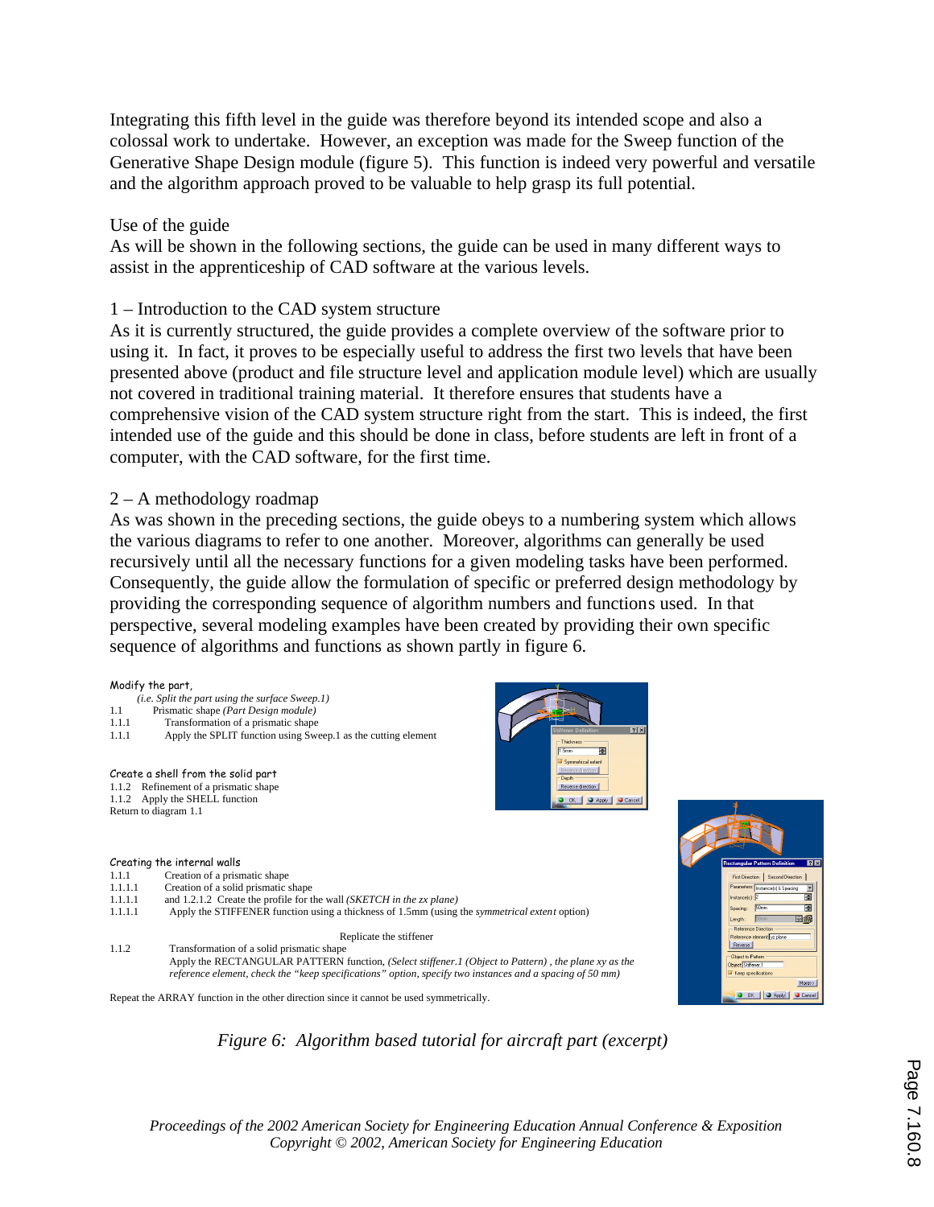Integrating this fifth level in the guide was therefore beyond its intended scope and also a colossal work to undertake. However, an exception was made for the Sweep function of the Generative Shape Design module (figure 5). This function is indeed very powerful and versatile and the algorithm approach proved to be valuable to help grasp its full potential.

Use of the guide

As will be shown in the following sections, the guide can be used in many different ways to assist in the apprenticeship of CAD software at the various levels.

1 – Introduction to the CAD system structure

As it is currently structured, the guide provides a complete overview of the software prior to using it. In fact, it proves to be especially useful to address the first two levels that have been presented above (product and file structure level and application module level) which are usually not covered in traditional training material. It therefore ensures that students have a comprehensive vision of the CAD system structure right from the start. This is indeed, the first intended use of the guide and this should be done in class, before students are left in front of a computer, with the CAD software, for the first time.

2 – A methodology roadmap

As was shown in the preceding sections, the guide obeys to a numbering system which allows the various diagrams to refer to one another. Moreover, algorithms can generally be used recursively until all the necessary functions for a given modeling tasks have been performed. Consequently, the guide allow the formulation of specific or preferred design methodology by providing the corresponding sequence of algorithm numbers and functions used. In that perspective, several modeling examples have been created by providing their own specific sequence of algorithms and functions as shown partly in figure 6.

Modify the part,
*(i.e. Split the part using the surface Sweep.1)*
1.1 Prismatic shape *(Part Design module)*
1.1.1 Transformation of a prismatic shape
1.1.1 Apply the SPLIT function using Sweep.1 as the cutting element

Create a shell from the solid part
1.1.2 Refinement of a prismatic shape
1.1.2 Apply the SHELL function
Return to diagram 1.1

Creating the internal walls
1.1.1 Creation of a prismatic shape
1.1.1.1 Creation of a solid prismatic shape
1.1.1.1 and 1.2.1.2 Create the profile for the wall *(SKETCH in the zx plane)*
1.1.1.1 Apply the STIFFENER function using a thickness of 1.5mm (using the *symmetrical extent* option)

Replicate the stiffener
1.1.2 Transformation of a solid prismatic shape
Apply the RECTANGULAR PATTERN function, *(Select stiffener.1 (Object to Pattern) , the plane xy as the reference element, check the "keep specifications" option, specify two instances and a spacing of 50 mm)*

Repeat the ARRAY function in the other direction since it cannot be used symmetrically.

*Figure 6: Algorithm based tutorial for aircraft part (excerpt)*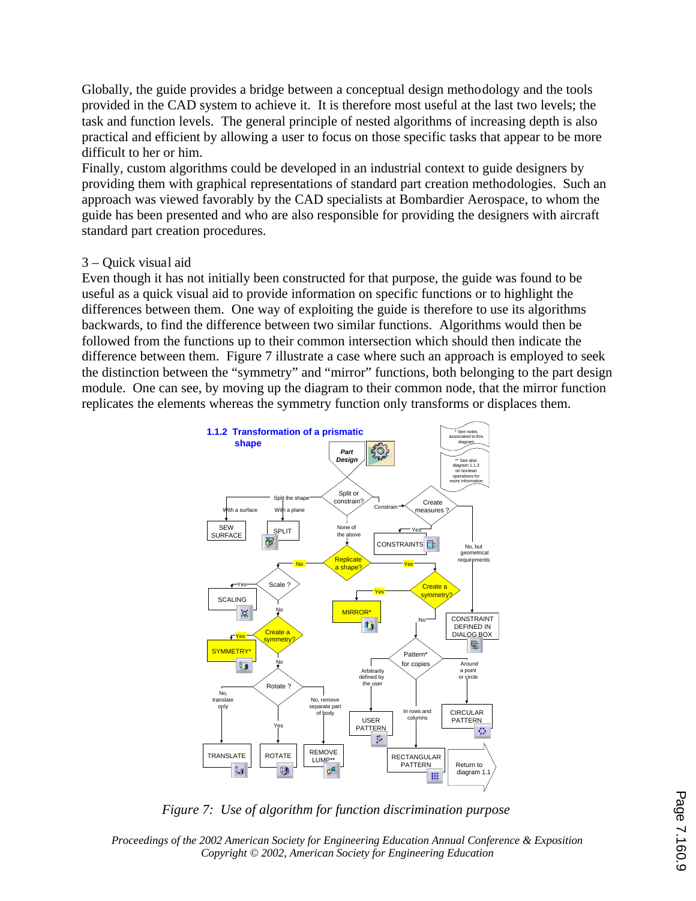Globally, the guide provides a bridge between a conceptual design methodology and the tools provided in the CAD system to achieve it. It is therefore most useful at the last two levels; the task and function levels. The general principle of nested algorithms of increasing depth is also practical and efficient by allowing a user to focus on those specific tasks that appear to be more difficult to her or him.

Finally, custom algorithms could be developed in an industrial context to guide designers by providing them with graphical representations of standard part creation methodologies. Such an approach was viewed favorably by the CAD specialists at Bombardier Aerospace, to whom the guide has been presented and who are also responsible for providing the designers with aircraft standard part creation procedures.

3 – Quick visual aid

Even though it has not initially been constructed for that purpose, the guide was found to be useful as a quick visual aid to provide information on specific functions or to highlight the differences between them. One way of exploiting the guide is therefore to use its algorithms backwards, to find the difference between two similar functions. Algorithms would then be followed from the functions up to their common intersection which should then indicate the difference between them. Figure 7 illustrate a case where such an approach is employed to seek the distinction between the "symmetry" and "mirror" functions, both belonging to the part design module. One can see, by moving up the diagram to their common node, that the mirror function replicates the elements whereas the symmetry function only transforms or displaces them.

*Figure 7: Use of algorithm for function discrimination purpose*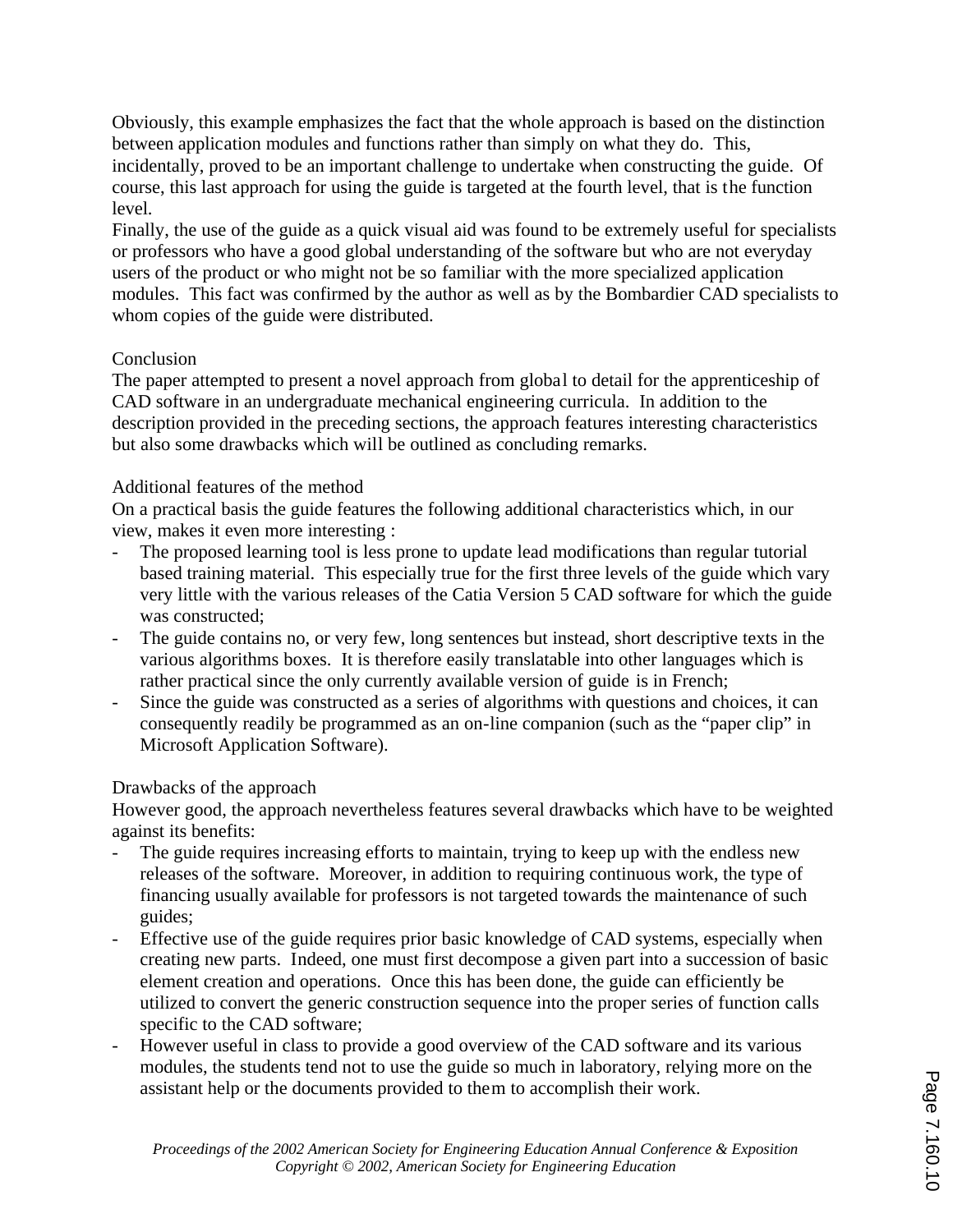Obviously, this example emphasizes the fact that the whole approach is based on the distinction between application modules and functions rather than simply on what they do. This, incidentally, proved to be an important challenge to undertake when constructing the guide. Of course, this last approach for using the guide is targeted at the fourth level, that is the function level.

Finally, the use of the guide as a quick visual aid was found to be extremely useful for specialists or professors who have a good global understanding of the software but who are not everyday users of the product or who might not be so familiar with the more specialized application modules. This fact was confirmed by the author as well as by the Bombardier CAD specialists to whom copies of the guide were distributed.

## Conclusion

The paper attempted to present a novel approach from global to detail for the apprenticeship of CAD software in an undergraduate mechanical engineering curricula. In addition to the description provided in the preceding sections, the approach features interesting characteristics but also some drawbacks which will be outlined as concluding remarks.

### Additional features of the method

On a practical basis the guide features the following additional characteristics which, in our view, makes it even more interesting :

- The proposed learning tool is less prone to update lead modifications than regular tutorial based training material. This especially true for the first three levels of the guide which vary very little with the various releases of the Catia Version 5 CAD software for which the guide was constructed;
- The guide contains no, or very few, long sentences but instead, short descriptive texts in the various algorithms boxes. It is therefore easily translatable into other languages which is rather practical since the only currently available version of guide is in French;
- Since the guide was constructed as a series of algorithms with questions and choices, it can consequently readily be programmed as an on-line companion (such as the "paper clip" in Microsoft Application Software).

### Drawbacks of the approach

However good, the approach nevertheless features several drawbacks which have to be weighted against its benefits:

- The guide requires increasing efforts to maintain, trying to keep up with the endless new releases of the software. Moreover, in addition to requiring continuous work, the type of financing usually available for professors is not targeted towards the maintenance of such guides;
- Effective use of the guide requires prior basic knowledge of CAD systems, especially when creating new parts. Indeed, one must first decompose a given part into a succession of basic element creation and operations. Once this has been done, the guide can efficiently be utilized to convert the generic construction sequence into the proper series of function calls specific to the CAD software;
- However useful in class to provide a good overview of the CAD software and its various modules, the students tend not to use the guide so much in laboratory, relying more on the assistant help or the documents provided to them to accomplish their work.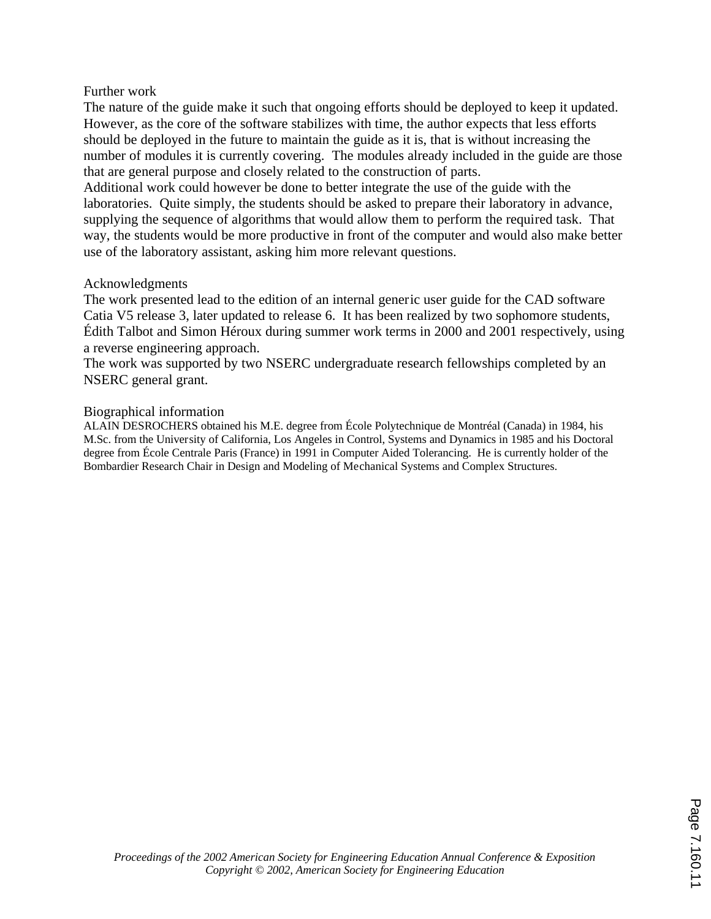## Further work

The nature of the guide make it such that ongoing efforts should be deployed to keep it updated. However, as the core of the software stabilizes with time, the author expects that less efforts should be deployed in the future to maintain the guide as it is, that is without increasing the number of modules it is currently covering. The modules already included in the guide are those that are general purpose and closely related to the construction of parts.

Additional work could however be done to better integrate the use of the guide with the laboratories. Quite simply, the students should be asked to prepare their laboratory in advance, supplying the sequence of algorithms that would allow them to perform the required task. That way, the students would be more productive in front of the computer and would also make better use of the laboratory assistant, asking him more relevant questions.

## Acknowledgments

The work presented lead to the edition of an internal generic user guide for the CAD software Catia V5 release 3, later updated to release 6. It has been realized by two sophomore students, Édith Talbot and Simon Héroux during summer work terms in 2000 and 2001 respectively, using a reverse engineering approach.

The work was supported by two NSERC undergraduate research fellowships completed by an NSERC general grant.

## Biographical information

ALAIN DESROCHERS obtained his M.E. degree from École Polytechnique de Montréal (Canada) in 1984, his M.Sc. from the University of California, Los Angeles in Control, Systems and Dynamics in 1985 and his Doctoral degree from École Centrale Paris (France) in 1991 in Computer Aided Tolerancing. He is currently holder of the Bombardier Research Chair in Design and Modeling of Mechanical Systems and Complex Structures.